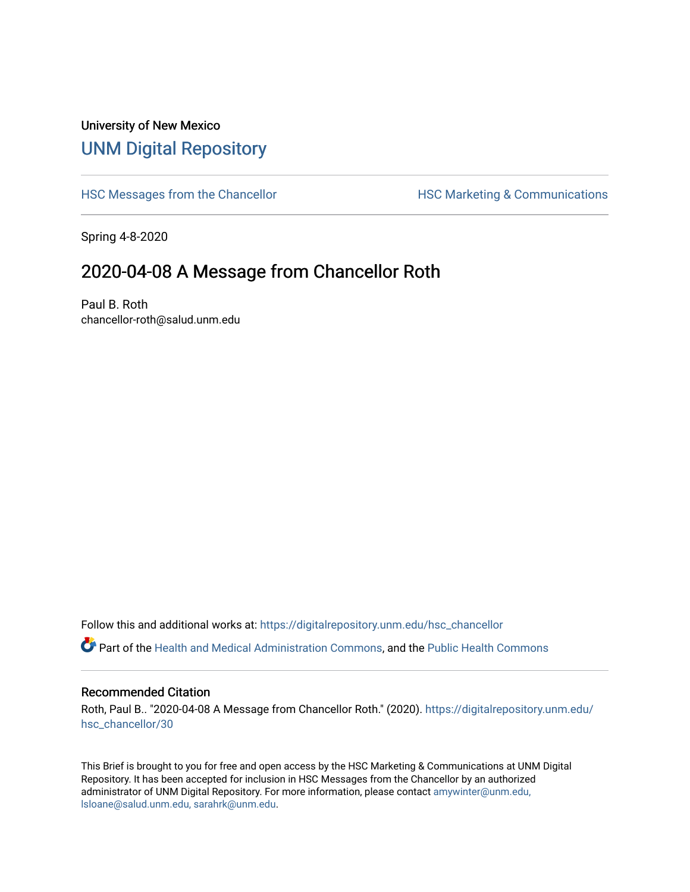University of New Mexico

# UNM Digital Repository

HSC Messages from the Chancellor

HSC Marketing & Communications

Spring 4-8-2020

## 2020-04-08 A Message from Chancellor Roth

Paul B. Roth
chancellor-roth@salud.unm.edu

Follow this and additional works at: https://digitalrepository.unm.edu/hsc_chancellor

Part of the Health and Medical Administration Commons, and the Public Health Commons

### Recommended Citation

Roth, Paul B.. "2020-04-08 A Message from Chancellor Roth." (2020). https://digitalrepository.unm.edu/hsc_chancellor/30

This Brief is brought to you for free and open access by the HSC Marketing & Communications at UNM Digital Repository. It has been accepted for inclusion in HSC Messages from the Chancellor by an authorized administrator of UNM Digital Repository. For more information, please contact amywinter@unm.edu, lsloane@salud.unm.edu, sarahrk@unm.edu.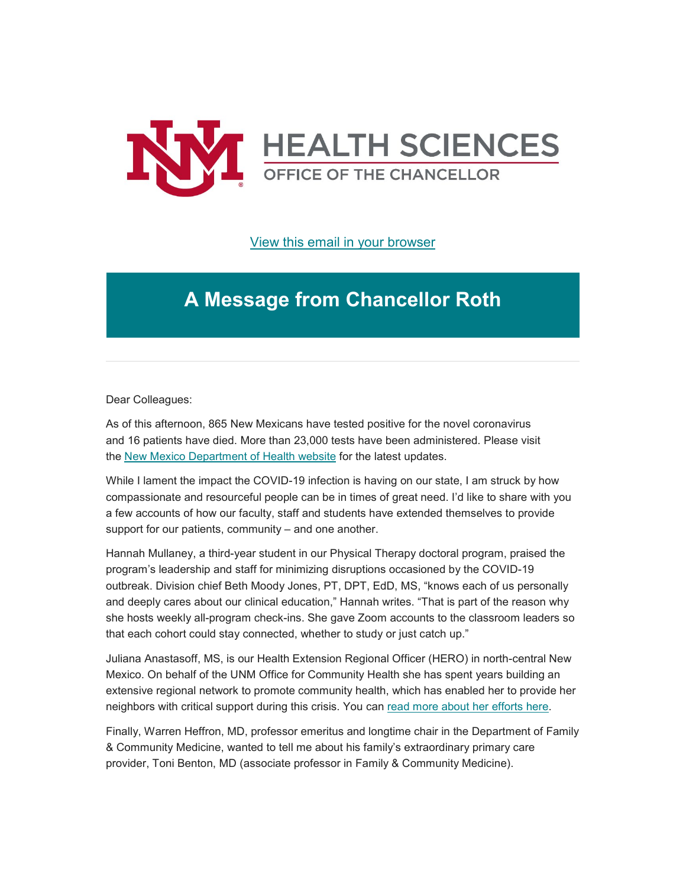View this email in your browser

# A Message from Chancellor Roth

---

Dear Colleagues:

As of this afternoon, 865 New Mexicans have tested positive for the novel coronavirus and 16 patients have died. More than 23,000 tests have been administered. Please visit the New Mexico Department of Health website for the latest updates.

While I lament the impact the COVID-19 infection is having on our state, I am struck by how compassionate and resourceful people can be in times of great need. I'd like to share with you a few accounts of how our faculty, staff and students have extended themselves to provide support for our patients, community – and one another.

Hannah Mullaney, a third-year student in our Physical Therapy doctoral program, praised the program's leadership and staff for minimizing disruptions occasioned by the COVID-19 outbreak. Division chief Beth Moody Jones, PT, DPT, EdD, MS, "knows each of us personally and deeply cares about our clinical education," Hannah writes. "That is part of the reason why she hosts weekly all-program check-ins. She gave Zoom accounts to the classroom leaders so that each cohort could stay connected, whether to study or just catch up."

Juliana Anastasoff, MS, is our Health Extension Regional Officer (HERO) in north-central New Mexico. On behalf of the UNM Office for Community Health she has spent years building an extensive regional network to promote community health, which has enabled her to provide her neighbors with critical support during this crisis. You can read more about her efforts here.

Finally, Warren Heffron, MD, professor emeritus and longtime chair in the Department of Family & Community Medicine, wanted to tell me about his family's extraordinary primary care provider, Toni Benton, MD (associate professor in Family & Community Medicine).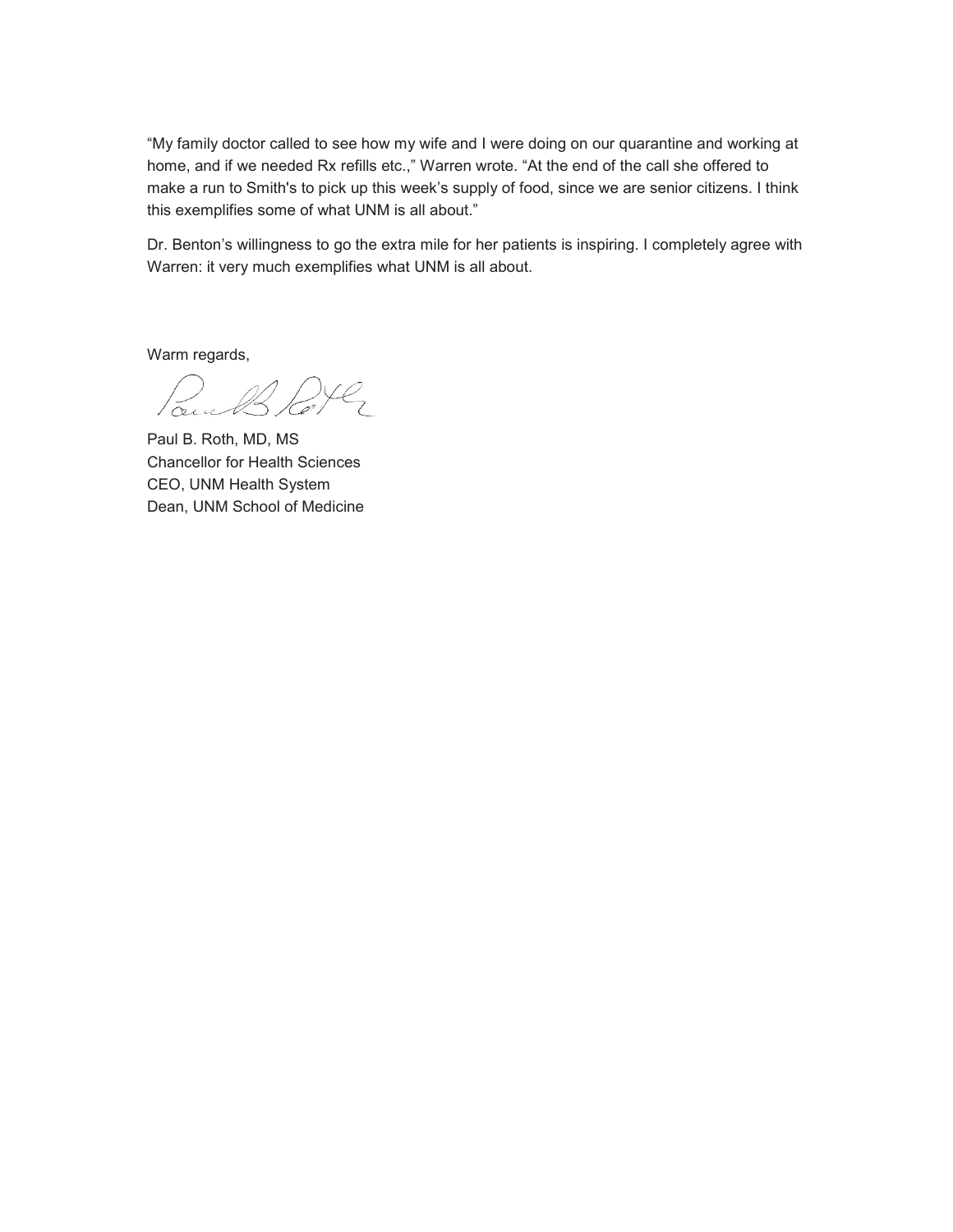"My family doctor called to see how my wife and I were doing on our quarantine and working at home, and if we needed Rx refills etc.," Warren wrote. "At the end of the call she offered to make a run to Smith's to pick up this week's supply of food, since we are senior citizens. I think this exemplifies some of what UNM is all about."

Dr. Benton's willingness to go the extra mile for her patients is inspiring. I completely agree with Warren: it very much exemplifies what UNM is all about.

Warm regards,

Paul B. Roth, MD, MS
Chancellor for Health Sciences
CEO, UNM Health System
Dean, UNM School of Medicine